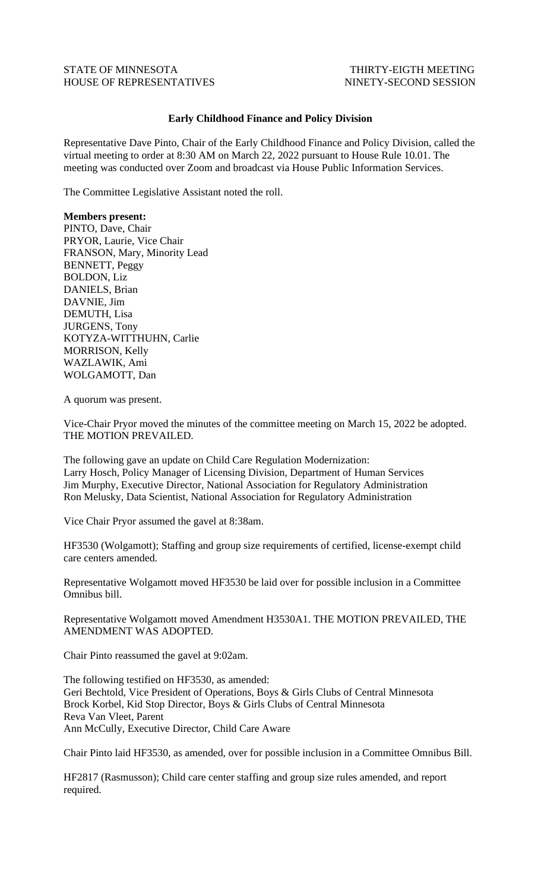STATE OF MINNESOTA
HOUSE OF REPRESENTATIVES

THIRTY-EIGTH MEETING
NINETY-SECOND SESSION

**Early Childhood Finance and Policy Division**

Representative Dave Pinto, Chair of the Early Childhood Finance and Policy Division, called the virtual meeting to order at 8:30 AM on March 22, 2022 pursuant to House Rule 10.01. The meeting was conducted over Zoom and broadcast via House Public Information Services.

The Committee Legislative Assistant noted the roll.

**Members present:**
PINTO, Dave, Chair
PRYOR, Laurie, Vice Chair
FRANSON, Mary, Minority Lead
BENNETT, Peggy
BOLDON, Liz
DANIELS, Brian
DAVNIE, Jim
DEMUTH, Lisa
JURGENS, Tony
KOTYZA-WITTHUHN, Carlie
MORRISON, Kelly
WAZLAWIK, Ami
WOLGAMOTT, Dan

A quorum was present.

Vice-Chair Pryor moved the minutes of the committee meeting on March 15, 2022 be adopted. THE MOTION PREVAILED.

The following gave an update on Child Care Regulation Modernization:
Larry Hosch, Policy Manager of Licensing Division, Department of Human Services
Jim Murphy, Executive Director, National Association for Regulatory Administration
Ron Melusky, Data Scientist, National Association for Regulatory Administration

Vice Chair Pryor assumed the gavel at 8:38am.

HF3530 (Wolgamott); Staffing and group size requirements of certified, license-exempt child care centers amended.

Representative Wolgamott moved HF3530 be laid over for possible inclusion in a Committee Omnibus bill.

Representative Wolgamott moved Amendment H3530A1. THE MOTION PREVAILED, THE AMENDMENT WAS ADOPTED.

Chair Pinto reassumed the gavel at 9:02am.

The following testified on HF3530, as amended:
Geri Bechtold, Vice President of Operations, Boys & Girls Clubs of Central Minnesota
Brock Korbel, Kid Stop Director, Boys & Girls Clubs of Central Minnesota
Reva Van Vleet, Parent
Ann McCully, Executive Director, Child Care Aware

Chair Pinto laid HF3530, as amended, over for possible inclusion in a Committee Omnibus Bill.

HF2817 (Rasmusson); Child care center staffing and group size rules amended, and report required.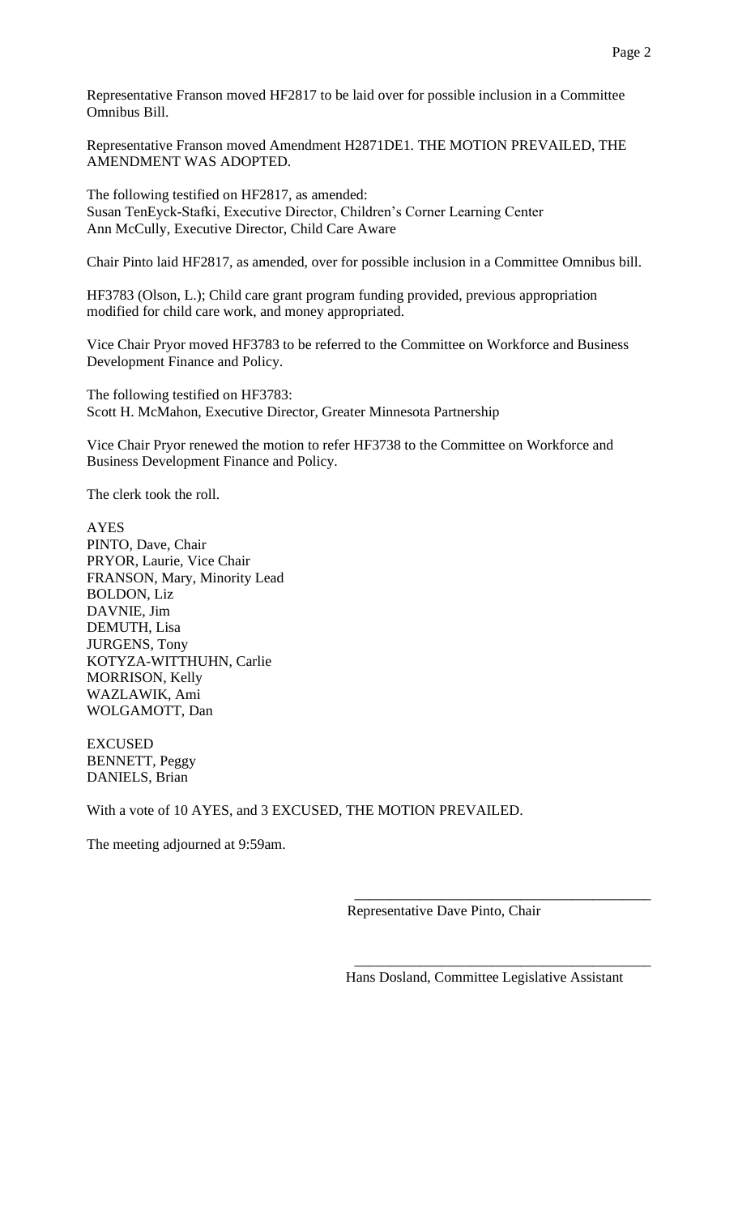Representative Franson moved HF2817 to be laid over for possible inclusion in a Committee Omnibus Bill.

Representative Franson moved Amendment H2871DE1. THE MOTION PREVAILED, THE AMENDMENT WAS ADOPTED.

The following testified on HF2817, as amended:
Susan TenEyck-Stafki, Executive Director, Children's Corner Learning Center
Ann McCully, Executive Director, Child Care Aware

Chair Pinto laid HF2817, as amended, over for possible inclusion in a Committee Omnibus bill.

HF3783 (Olson, L.); Child care grant program funding provided, previous appropriation modified for child care work, and money appropriated.

Vice Chair Pryor moved HF3783 to be referred to the Committee on Workforce and Business Development Finance and Policy.

The following testified on HF3783:
Scott H. McMahon, Executive Director, Greater Minnesota Partnership

Vice Chair Pryor renewed the motion to refer HF3738 to the Committee on Workforce and Business Development Finance and Policy.

The clerk took the roll.

AYES
PINTO, Dave, Chair
PRYOR, Laurie, Vice Chair
FRANSON, Mary, Minority Lead
BOLDON, Liz
DAVNIE, Jim
DEMUTH, Lisa
JURGENS, Tony
KOTYZA-WITTHUHN, Carlie
MORRISON, Kelly
WAZLAWIK, Ami
WOLGAMOTT, Dan

EXCUSED
BENNETT, Peggy
DANIELS, Brian

With a vote of 10 AYES, and 3 EXCUSED, THE MOTION PREVAILED.

The meeting adjourned at 9:59am.

\_\_\_\_\_\_\_\_\_\_\_\_\_\_\_\_\_\_\_\_\_\_\_\_\_\_\_\_\_\_\_\_\_\_\_\_\_\_\_\_\_\_
Representative Dave Pinto, Chair

\_\_\_\_\_\_\_\_\_\_\_\_\_\_\_\_\_\_\_\_\_\_\_\_\_\_\_\_\_\_\_\_\_\_\_\_\_\_\_\_\_\_
Hans Dosland, Committee Legislative Assistant